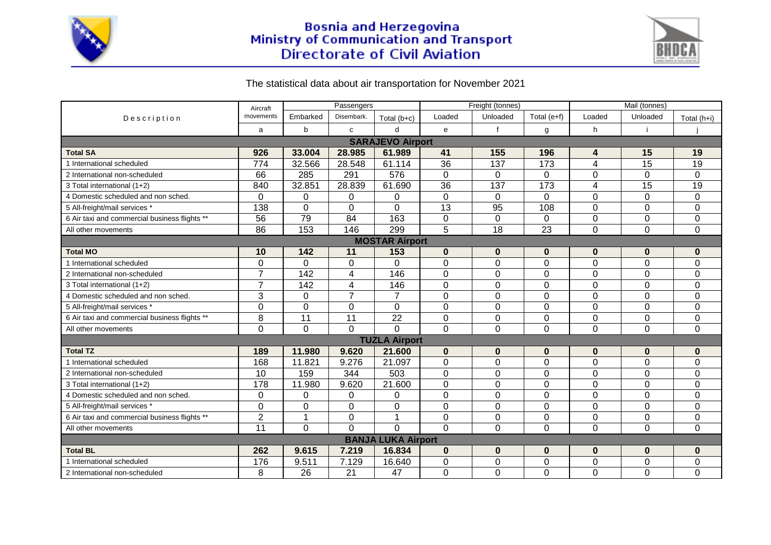# Bosnia and Herzegovina
## Ministry of Communication and Transport
## Directorate of Civil Aviation

The statistical data about air transportation for November 2021

| Description | Aircraft movements | Passengers | | | Freight (tonnes) | | | Mail (tonnes) | | |
|---|---|---|---|---|---|---|---|---|---|---|
| | | Embarked | Disembark. | Total (b+c) | Loaded | Unloaded | Total (e+f) | Loaded | Unloaded | Total (h+i) |
| | a | b | c | d | e | f | g | h | i | j |
| **SARAJEVO Airport** | | | | | | | | | | |
| **Total SA** | **926** | **33.004** | **28.985** | **61.989** | **41** | **155** | **196** | **4** | **15** | **19** |
| 1 International scheduled | 774 | 32.566 | 28.548 | 61.114 | 36 | 137 | 173 | 4 | 15 | 19 |
| 2 International non-scheduled | 66 | 285 | 291 | 576 | 0 | 0 | 0 | 0 | 0 | 0 |
| 3 Total international (1+2) | 840 | 32.851 | 28.839 | 61.690 | 36 | 137 | 173 | 4 | 15 | 19 |
| 4 Domestic scheduled and non sched. | 0 | 0 | 0 | 0 | 0 | 0 | 0 | 0 | 0 | 0 |
| 5 All-freight/mail services * | 138 | 0 | 0 | 0 | 13 | 95 | 108 | 0 | 0 | 0 |
| 6 Air taxi and commercial business flights ** | 56 | 79 | 84 | 163 | 0 | 0 | 0 | 0 | 0 | 0 |
| All other movements | 86 | 153 | 146 | 299 | 5 | 18 | 23 | 0 | 0 | 0 |
| **MOSTAR Airport** | | | | | | | | | | |
| **Total MO** | **10** | **142** | **11** | **153** | **0** | **0** | **0** | **0** | **0** | **0** |
| 1 International scheduled | 0 | 0 | 0 | 0 | 0 | 0 | 0 | 0 | 0 | 0 |
| 2 International non-scheduled | 7 | 142 | 4 | 146 | 0 | 0 | 0 | 0 | 0 | 0 |
| 3 Total international (1+2) | 7 | 142 | 4 | 146 | 0 | 0 | 0 | 0 | 0 | 0 |
| 4 Domestic scheduled and non sched. | 3 | 0 | 7 | 7 | 0 | 0 | 0 | 0 | 0 | 0 |
| 5 All-freight/mail services * | 0 | 0 | 0 | 0 | 0 | 0 | 0 | 0 | 0 | 0 |
| 6 Air taxi and commercial business flights ** | 8 | 11 | 11 | 22 | 0 | 0 | 0 | 0 | 0 | 0 |
| All other movements | 0 | 0 | 0 | 0 | 0 | 0 | 0 | 0 | 0 | 0 |
| **TUZLA Airport** | | | | | | | | | | |
| **Total TZ** | **189** | **11.980** | **9.620** | **21.600** | **0** | **0** | **0** | **0** | **0** | **0** |
| 1 International scheduled | 168 | 11.821 | 9.276 | 21.097 | 0 | 0 | 0 | 0 | 0 | 0 |
| 2 International non-scheduled | 10 | 159 | 344 | 503 | 0 | 0 | 0 | 0 | 0 | 0 |
| 3 Total international (1+2) | 178 | 11.980 | 9.620 | 21.600 | 0 | 0 | 0 | 0 | 0 | 0 |
| 4 Domestic scheduled and non sched. | 0 | 0 | 0 | 0 | 0 | 0 | 0 | 0 | 0 | 0 |
| 5 All-freight/mail services * | 0 | 0 | 0 | 0 | 0 | 0 | 0 | 0 | 0 | 0 |
| 6 Air taxi and commercial business flights ** | 2 | 1 | 0 | 1 | 0 | 0 | 0 | 0 | 0 | 0 |
| All other movements | 11 | 0 | 0 | 0 | 0 | 0 | 0 | 0 | 0 | 0 |
| **BANJA LUKA Airport** | | | | | | | | | | |
| **Total BL** | **262** | **9.615** | **7.219** | **16.834** | **0** | **0** | **0** | **0** | **0** | **0** |
| 1 International scheduled | 176 | 9.511 | 7.129 | 16.640 | 0 | 0 | 0 | 0 | 0 | 0 |
| 2 International non-scheduled | 8 | 26 | 21 | 47 | 0 | 0 | 0 | 0 | 0 | 0 |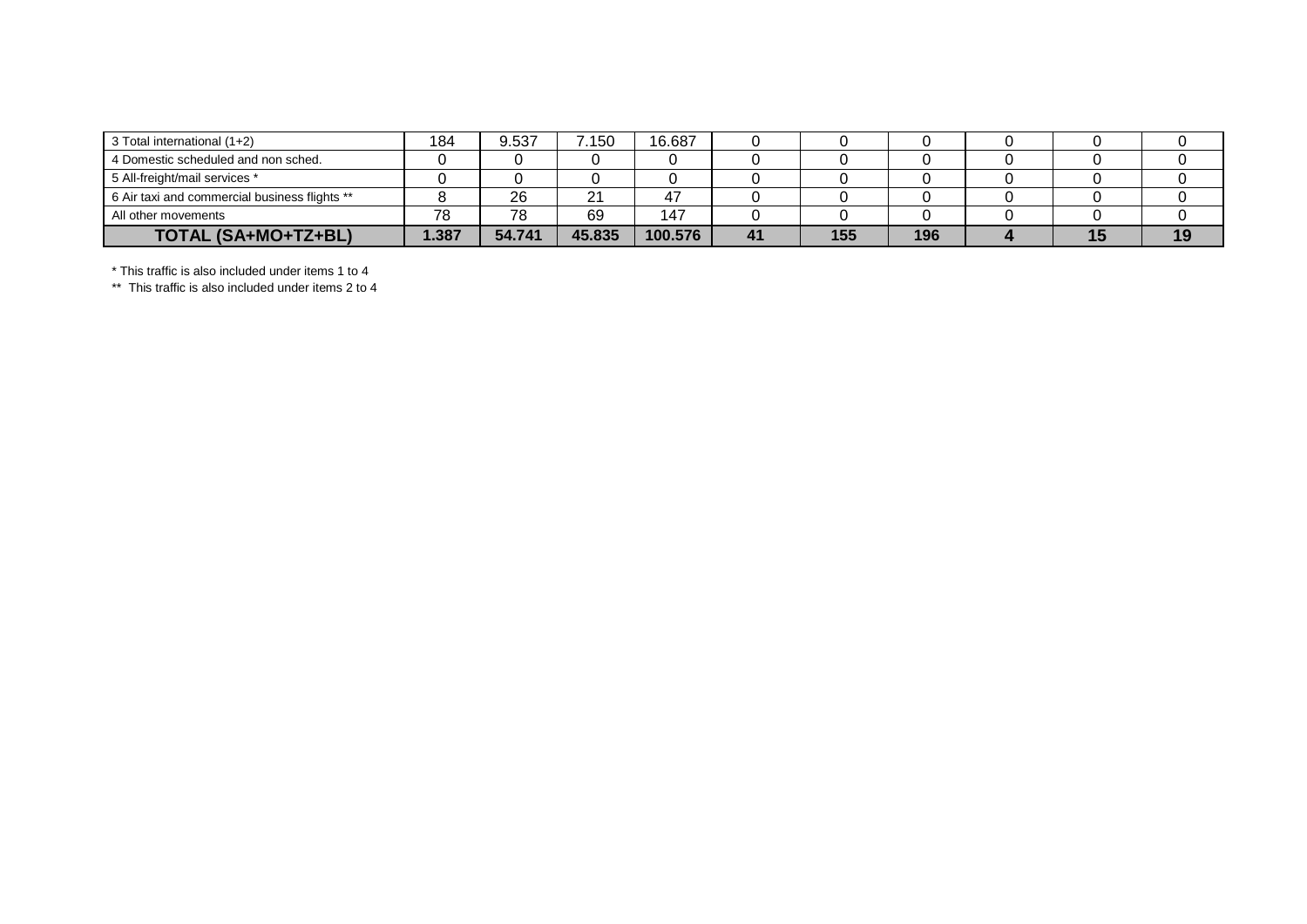| | | | | | | | | | | |
|---|---|---|---|---|---|---|---|---|---|---|
| 3 Total international (1+2) | 184 | 9.537 | 7.150 | 16.687 | 0 | 0 | 0 | 0 | 0 | 0 |
| 4 Domestic scheduled and non sched. | 0 | 0 | 0 | 0 | 0 | 0 | 0 | 0 | 0 | 0 |
| 5 All-freight/mail services * | 0 | 0 | 0 | 0 | 0 | 0 | 0 | 0 | 0 | 0 |
| 6 Air taxi and commercial business flights ** | 8 | 26 | 21 | 47 | 0 | 0 | 0 | 0 | 0 | 0 |
| All other movements | 78 | 78 | 69 | 147 | 0 | 0 | 0 | 0 | 0 | 0 |
| **TOTAL (SA+MO+TZ+BL)** | **1.387** | **54.741** | **45.835** | **100.576** | **41** | **155** | **196** | **4** | **15** | **19** |

* This traffic is also included under items 1 to 4

** This traffic is also included under items 2 to 4